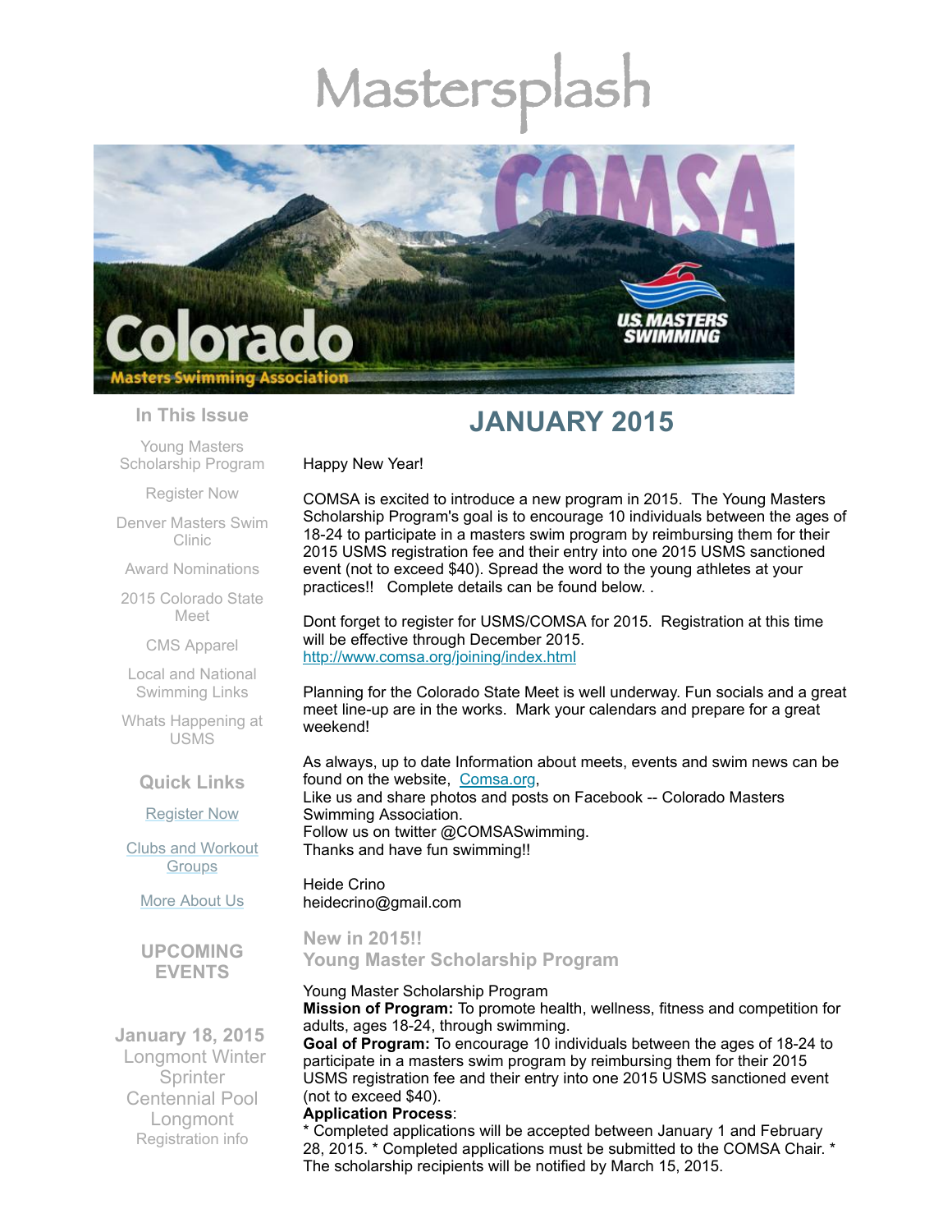# Mastersplash

## In This Issue

Young Masters Scholarship Program

Register Now

Denver Masters Swim Clinic

Award Nominations

2015 Colorado State Meet

CMS Apparel

Local and National Swimming Links

Whats Happening at USMS

## Quick Links

[Register Now]

[Clubs and Workout Groups]

[More About Us]

## UPCOMING EVENTS

**January 18, 2015**
Longmont Winter Sprinter
Centennial Pool
Longmont
Registration info

# JANUARY 2015

Happy New Year!

COMSA is excited to introduce a new program in 2015. The Young Masters Scholarship Program's goal is to encourage 10 individuals between the ages of 18-24 to participate in a masters swim program by reimbursing them for their 2015 USMS registration fee and their entry into one 2015 USMS sanctioned event (not to exceed $40). Spread the word to the young athletes at your practices!! Complete details can be found below. .

Dont forget to register for USMS/COMSA for 2015. Registration at this time will be effective through December 2015.
[http://www.comsa.org/joining/index.html](http://www.comsa.org/joining/index.html)

Planning for the Colorado State Meet is well underway. Fun socials and a great meet line-up are in the works. Mark your calendars and prepare for a great weekend!

As always, up to date Information about meets, events and swim news can be found on the website, [Comsa.org](Comsa.org),
Like us and share photos and posts on Facebook -- Colorado Masters Swimming Association.
Follow us on twitter @COMSASwimming.
Thanks and have fun swimming!!

Heide Crino
heidecrino@gmail.com

## New in 2015!!
## Young Master Scholarship Program

Young Master Scholarship Program
**Mission of Program:** To promote health, wellness, fitness and competition for adults, ages 18-24, through swimming.
**Goal of Program:** To encourage 10 individuals between the ages of 18-24 to participate in a masters swim program by reimbursing them for their 2015 USMS registration fee and their entry into one 2015 USMS sanctioned event (not to exceed $40).
**Application Process**:
* Completed applications will be accepted between January 1 and February 28, 2015. * Completed applications must be submitted to the COMSA Chair. * The scholarship recipients will be notified by March 15, 2015.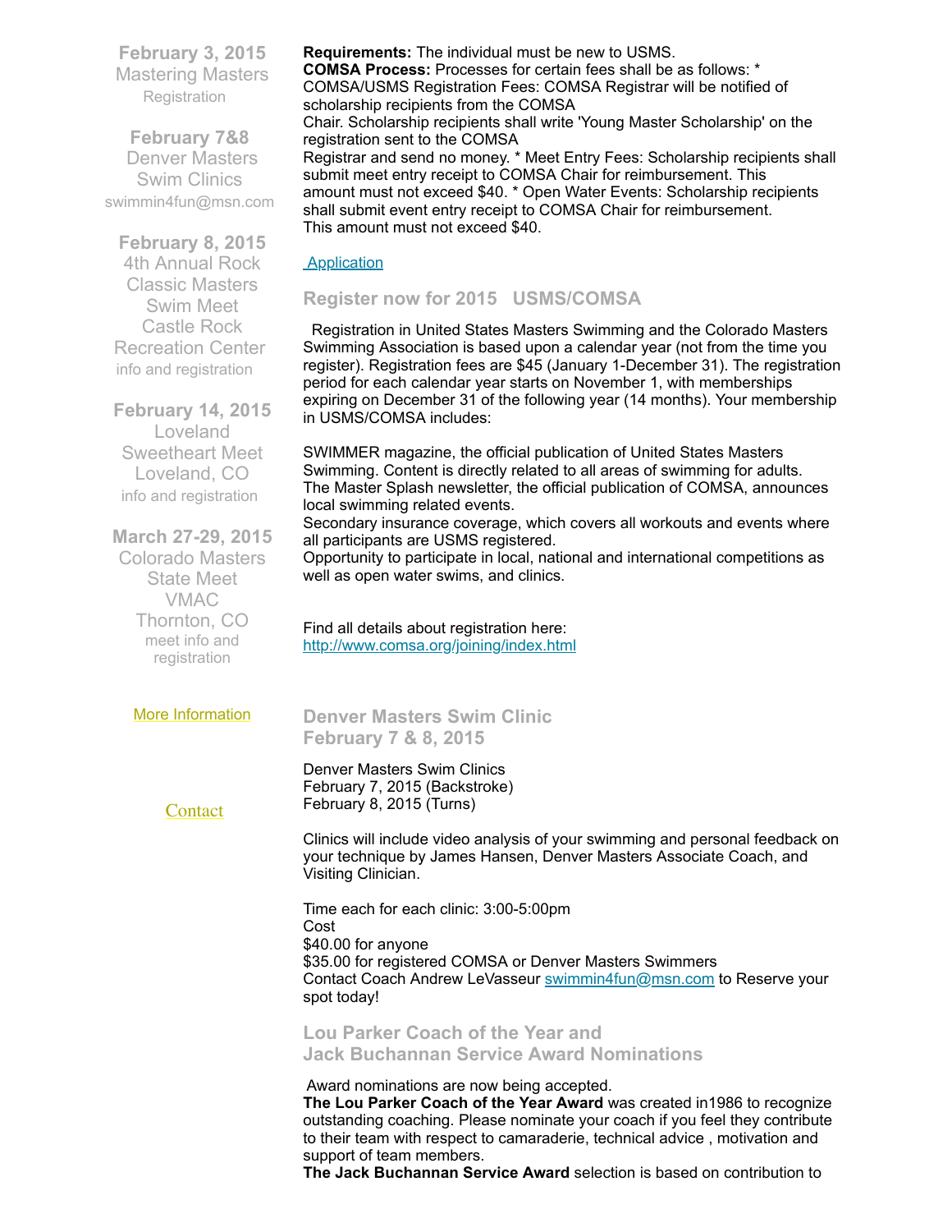**February 3, 2015**
Mastering Masters
Registration

**February 7&8**
Denver Masters Swim Clinics
swimmin4fun@msn.com

**February 8, 2015**
4th Annual Rock Classic Masters Swim Meet
Castle Rock Recreation Center
info and registration

**February 14, 2015**
Loveland Sweetheart Meet
Loveland, CO
info and registration

**March 27-29, 2015**
Colorado Masters State Meet
VMAC
Thornton, CO
meet info and registration

More Information

Contact

**Requirements:** The individual must be new to USMS.
**COMSA Process:** Processes for certain fees shall be as follows: * COMSA/USMS Registration Fees: COMSA Registrar will be notified of scholarship recipients from the COMSA
Chair. Scholarship recipients shall write 'Young Master Scholarship' on the registration sent to the COMSA
Registrar and send no money. * Meet Entry Fees: Scholarship recipients shall submit meet entry receipt to COMSA Chair for reimbursement. This
amount must not exceed $40. * Open Water Events: Scholarship recipients shall submit event entry receipt to COMSA Chair for reimbursement.
This amount must not exceed $40.

Application

## Register now for 2015 USMS/COMSA

Registration in United States Masters Swimming and the Colorado Masters Swimming Association is based upon a calendar year (not from the time you register). Registration fees are $45 (January 1-December 31). The registration period for each calendar year starts on November 1, with memberships expiring on December 31 of the following year (14 months). Your membership in USMS/COMSA includes:

SWIMMER magazine, the official publication of United States Masters Swimming. Content is directly related to all areas of swimming for adults.
The Master Splash newsletter, the official publication of COMSA, announces local swimming related events.
Secondary insurance coverage, which covers all workouts and events where all participants are USMS registered.
Opportunity to participate in local, national and international competitions as well as open water swims, and clinics.

Find all details about registration here:
http://www.comsa.org/joining/index.html

## Denver Masters Swim Clinic
## February 7 & 8, 2015

Denver Masters Swim Clinics
February 7, 2015 (Backstroke)
February 8, 2015 (Turns)

Clinics will include video analysis of your swimming and personal feedback on your technique by James Hansen, Denver Masters Associate Coach, and Visiting Clinician.

Time each for each clinic: 3:00-5:00pm
Cost
$40.00 for anyone
$35.00 for registered COMSA or Denver Masters Swimmers
Contact Coach Andrew LeVasseur swimmin4fun@msn.com to Reserve your spot today!

## Lou Parker Coach of the Year and
## Jack Buchannan Service Award Nominations

Award nominations are now being accepted.
**The Lou Parker Coach of the Year Award** was created in1986 to recognize outstanding coaching. Please nominate your coach if you feel they contribute to their team with respect to camaraderie, technical advice , motivation and support of team members.
**The Jack Buchannan Service Award** selection is based on contribution to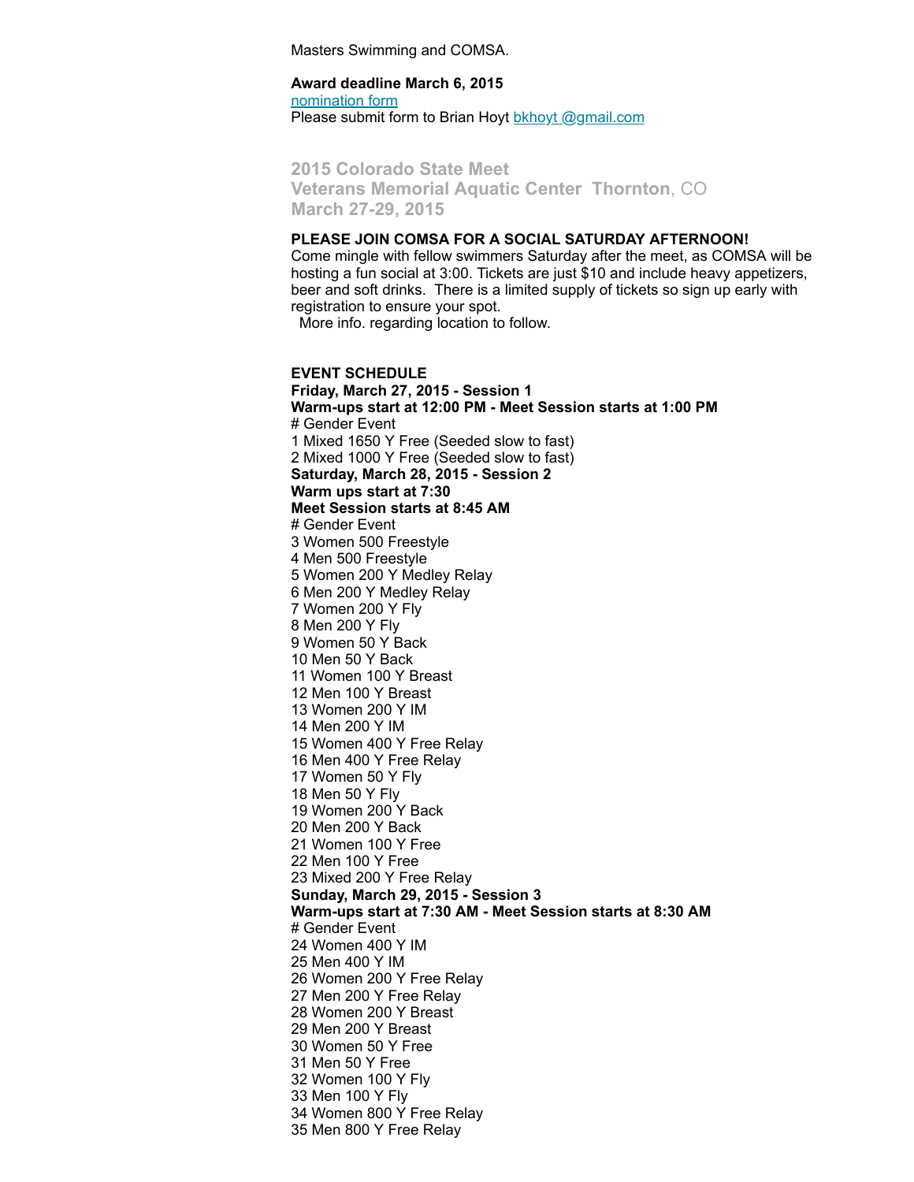Masters Swimming and COMSA.

**Award deadline March 6, 2015**
[nomination form](nomination form)
Please submit form to Brian Hoyt bkhoyt @gmail.com

## 2015 Colorado State Meet
## Veterans Memorial Aquatic Center Thornton, CO
## March 27-29, 2015

**PLEASE JOIN COMSA FOR A SOCIAL SATURDAY AFTERNOON!**
Come mingle with fellow swimmers Saturday after the meet, as COMSA will be hosting a fun social at 3:00. Tickets are just $10 and include heavy appetizers, beer and soft drinks. There is a limited supply of tickets so sign up early with registration to ensure your spot.
More info. regarding location to follow.

**EVENT SCHEDULE**
**Friday, March 27, 2015 - Session 1**
**Warm-ups start at 12:00 PM - Meet Session starts at 1:00 PM**
# Gender Event
1 Mixed 1650 Y Free (Seeded slow to fast)
2 Mixed 1000 Y Free (Seeded slow to fast)
**Saturday, March 28, 2015 - Session 2**
**Warm ups start at 7:30**
**Meet Session starts at 8:45 AM**
# Gender Event
3 Women 500 Freestyle
4 Men 500 Freestyle
5 Women 200 Y Medley Relay
6 Men 200 Y Medley Relay
7 Women 200 Y Fly
8 Men 200 Y Fly
9 Women 50 Y Back
10 Men 50 Y Back
11 Women 100 Y Breast
12 Men 100 Y Breast
13 Women 200 Y IM
14 Men 200 Y IM
15 Women 400 Y Free Relay
16 Men 400 Y Free Relay
17 Women 50 Y Fly
18 Men 50 Y Fly
19 Women 200 Y Back
20 Men 200 Y Back
21 Women 100 Y Free
22 Men 100 Y Free
23 Mixed 200 Y Free Relay
**Sunday, March 29, 2015 - Session 3**
**Warm-ups start at 7:30 AM - Meet Session starts at 8:30 AM**
# Gender Event
24 Women 400 Y IM
25 Men 400 Y IM
26 Women 200 Y Free Relay
27 Men 200 Y Free Relay
28 Women 200 Y Breast
29 Men 200 Y Breast
30 Women 50 Y Free
31 Men 50 Y Free
32 Women 100 Y Fly
33 Men 100 Y Fly
34 Women 800 Y Free Relay
35 Men 800 Y Free Relay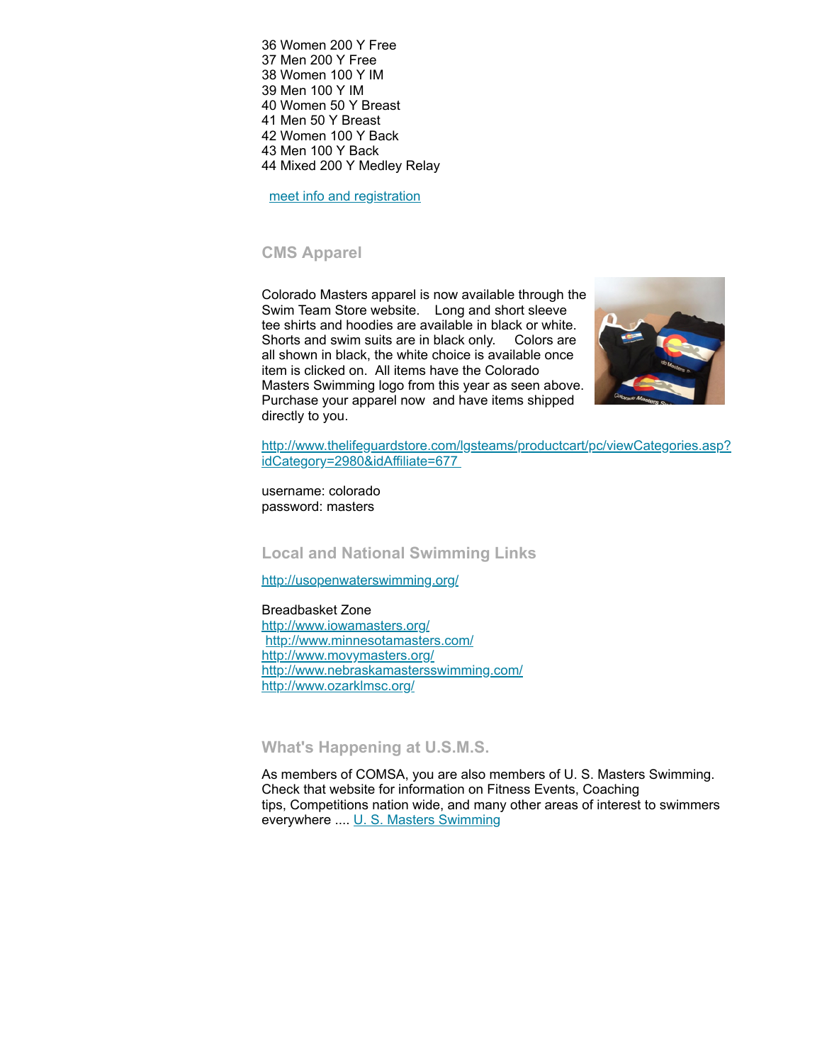36 Women 200 Y Free
37 Men 200 Y Free
38 Women 100 Y IM
39 Men 100 Y IM
40 Women 50 Y Breast
41 Men 50 Y Breast
42 Women 100 Y Back
43 Men 100 Y Back
44 Mixed 200 Y Medley Relay

meet info and registration

## CMS Apparel

Colorado Masters apparel is now available through the Swim Team Store website. Long and short sleeve tee shirts and hoodies are available in black or white. Shorts and swim suits are in black only. Colors are all shown in black, the white choice is available once item is clicked on. All items have the Colorado Masters Swimming logo from this year as seen above. Purchase your apparel now and have items shipped directly to you.

http://www.thelifeguardstore.com/lgsteams/productcart/pc/viewCategories.asp?idCategory=2980&idAffiliate=677

username: colorado
password: masters

## Local and National Swimming Links

http://usopenwaterswimming.org/

Breadbasket Zone
http://www.iowamasters.org/
http://www.minnesotamasters.com/
http://www.movymasters.org/
http://www.nebraskamastersswimming.com/
http://www.ozarklmsc.org/

## What's Happening at U.S.M.S.

As members of COMSA, you are also members of U. S. Masters Swimming. Check that website for information on Fitness Events, Coaching tips, Competitions nation wide, and many other areas of interest to swimmers everywhere .... U. S. Masters Swimming